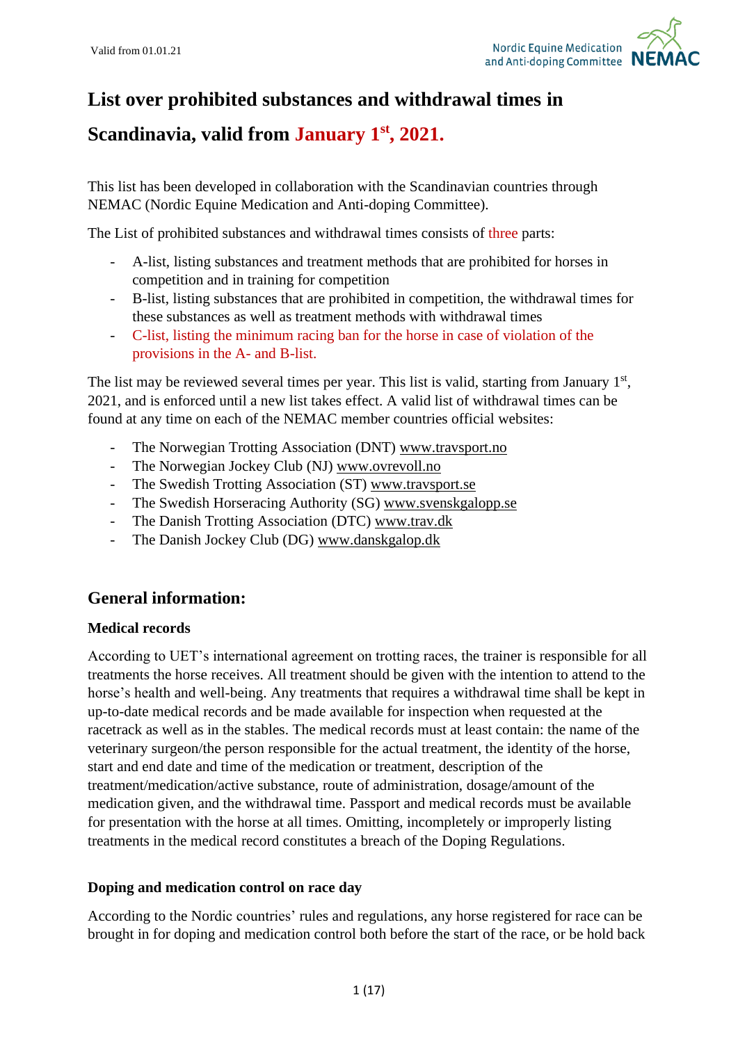Valid from 01.01.21

Nordic Equine Medication and Anti-doping Committee NEMAC

# List over prohibited substances and withdrawal times in Scandinavia, valid from January 1st, 2021.

This list has been developed in collaboration with the Scandinavian countries through NEMAC (Nordic Equine Medication and Anti-doping Committee).

The List of prohibited substances and withdrawal times consists of three parts:

- A-list, listing substances and treatment methods that are prohibited for horses in competition and in training for competition
- B-list, listing substances that are prohibited in competition, the withdrawal times for these substances as well as treatment methods with withdrawal times
- C-list, listing the minimum racing ban for the horse in case of violation of the provisions in the A- and B-list.

The list may be reviewed several times per year. This list is valid, starting from January 1st, 2021, and is enforced until a new list takes effect. A valid list of withdrawal times can be found at any time on each of the NEMAC member countries official websites:

- The Norwegian Trotting Association (DNT) www.travsport.no
- The Norwegian Jockey Club (NJ) www.ovrevoll.no
- The Swedish Trotting Association (ST) www.travsport.se
- The Swedish Horseracing Authority (SG) www.svenskgalopp.se
- The Danish Trotting Association (DTC) www.trav.dk
- The Danish Jockey Club (DG) www.danskgalop.dk

## General information:

### Medical records

According to UET's international agreement on trotting races, the trainer is responsible for all treatments the horse receives. All treatment should be given with the intention to attend to the horse's health and well-being. Any treatments that requires a withdrawal time shall be kept in up-to-date medical records and be made available for inspection when requested at the racetrack as well as in the stables. The medical records must at least contain: the name of the veterinary surgeon/the person responsible for the actual treatment, the identity of the horse, start and end date and time of the medication or treatment, description of the treatment/medication/active substance, route of administration, dosage/amount of the medication given, and the withdrawal time. Passport and medical records must be available for presentation with the horse at all times. Omitting, incompletely or improperly listing treatments in the medical record constitutes a breach of the Doping Regulations.

### Doping and medication control on race day

According to the Nordic countries' rules and regulations, any horse registered for race can be brought in for doping and medication control both before the start of the race, or be hold back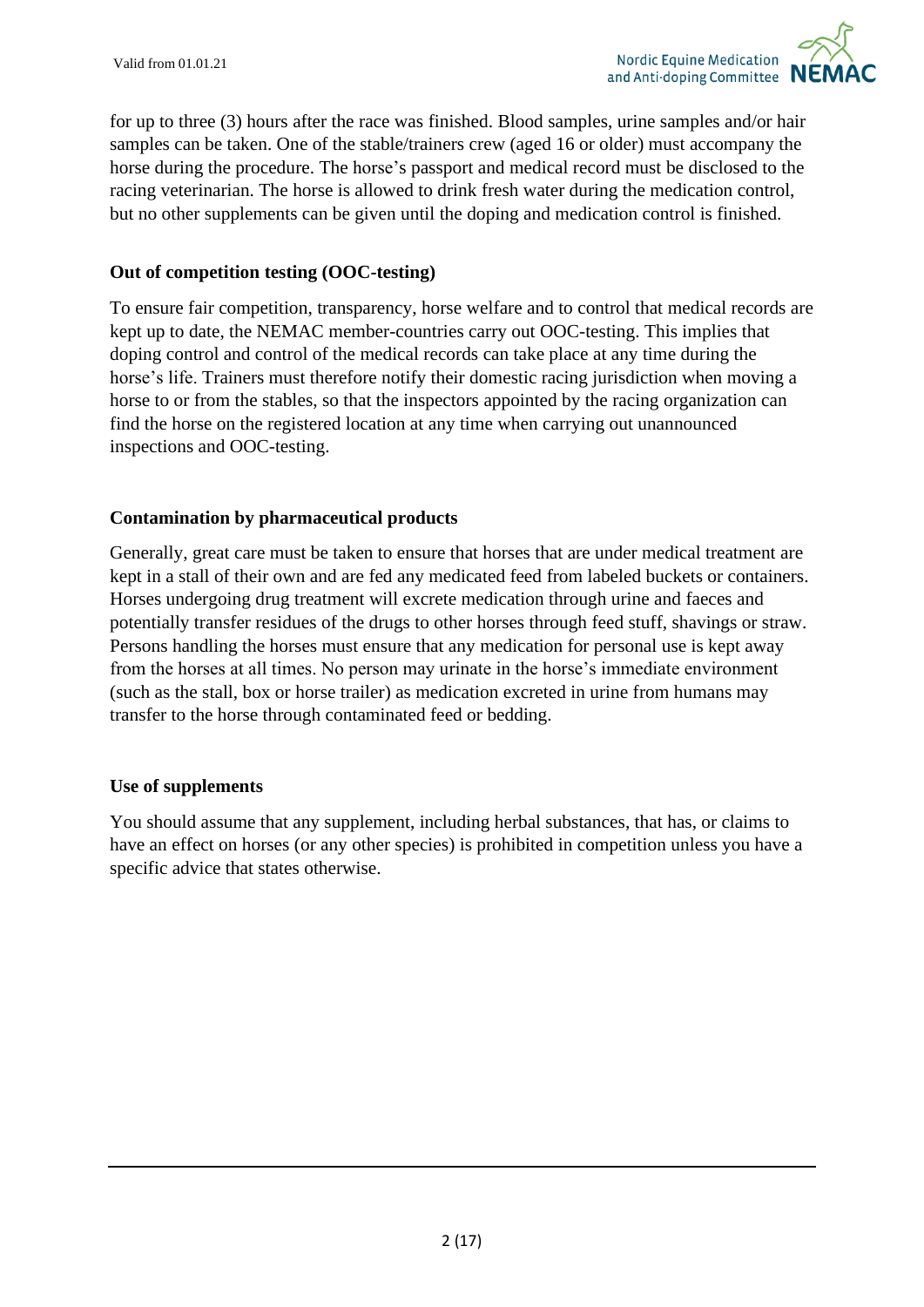for up to three (3) hours after the race was finished. Blood samples, urine samples and/or hair samples can be taken. One of the stable/trainers crew (aged 16 or older) must accompany the horse during the procedure. The horse's passport and medical record must be disclosed to the racing veterinarian. The horse is allowed to drink fresh water during the medication control, but no other supplements can be given until the doping and medication control is finished.

**Out of competition testing (OOC-testing)**

To ensure fair competition, transparency, horse welfare and to control that medical records are kept up to date, the NEMAC member-countries carry out OOC-testing. This implies that doping control and control of the medical records can take place at any time during the horse's life. Trainers must therefore notify their domestic racing jurisdiction when moving a horse to or from the stables, so that the inspectors appointed by the racing organization can find the horse on the registered location at any time when carrying out unannounced inspections and OOC-testing.

**Contamination by pharmaceutical products**

Generally, great care must be taken to ensure that horses that are under medical treatment are kept in a stall of their own and are fed any medicated feed from labeled buckets or containers. Horses undergoing drug treatment will excrete medication through urine and faeces and potentially transfer residues of the drugs to other horses through feed stuff, shavings or straw. Persons handling the horses must ensure that any medication for personal use is kept away from the horses at all times. No person may urinate in the horse's immediate environment (such as the stall, box or horse trailer) as medication excreted in urine from humans may transfer to the horse through contaminated feed or bedding.

**Use of supplements**

You should assume that any supplement, including herbal substances, that has, or claims to have an effect on horses (or any other species) is prohibited in competition unless you have a specific advice that states otherwise.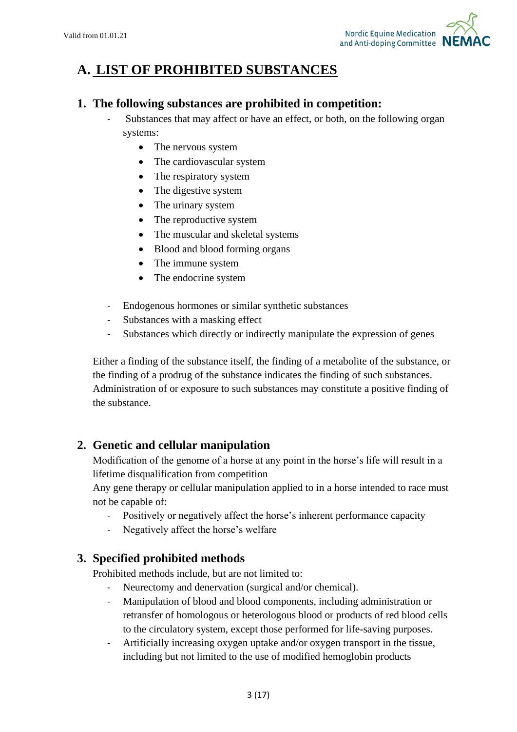# A. LIST OF PROHIBITED SUBSTANCES

## 1. The following substances are prohibited in competition:

- Substances that may affect or have an effect, or both, on the following organ systems:
  - The nervous system
  - The cardiovascular system
  - The respiratory system
  - The digestive system
  - The urinary system
  - The reproductive system
  - The muscular and skeletal systems
  - Blood and blood forming organs
  - The immune system
  - The endocrine system

- Endogenous hormones or similar synthetic substances
- Substances with a masking effect
- Substances which directly or indirectly manipulate the expression of genes

Either a finding of the substance itself, the finding of a metabolite of the substance, or the finding of a prodrug of the substance indicates the finding of such substances. Administration of or exposure to such substances may constitute a positive finding of the substance.

## 2. Genetic and cellular manipulation

Modification of the genome of a horse at any point in the horse's life will result in a lifetime disqualification from competition

Any gene therapy or cellular manipulation applied to in a horse intended to race must not be capable of:

- Positively or negatively affect the horse's inherent performance capacity
- Negatively affect the horse's welfare

## 3. Specified prohibited methods

Prohibited methods include, but are not limited to:

- Neurectomy and denervation (surgical and/or chemical).
- Manipulation of blood and blood components, including administration or retransfer of homologous or heterologous blood or products of red blood cells to the circulatory system, except those performed for life-saving purposes.
- Artificially increasing oxygen uptake and/or oxygen transport in the tissue, including but not limited to the use of modified hemoglobin products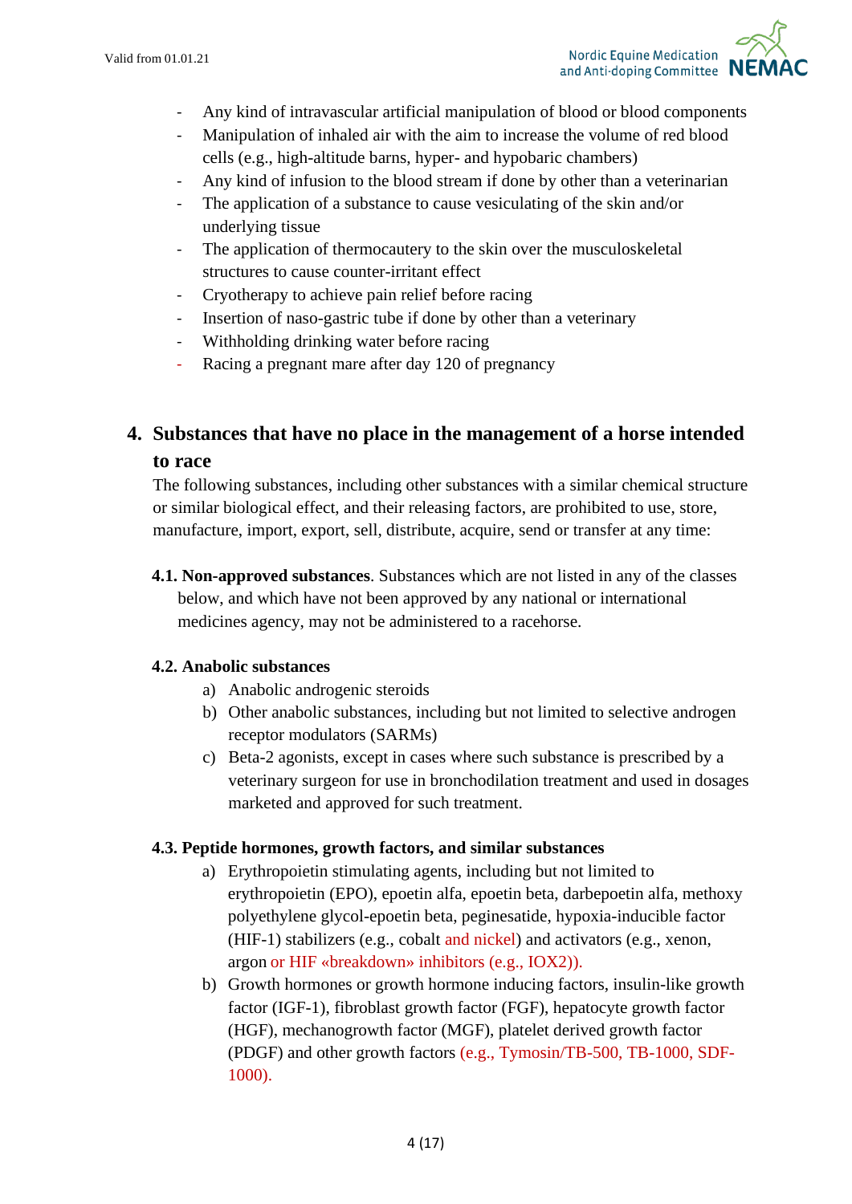- Any kind of intravascular artificial manipulation of blood or blood components
- Manipulation of inhaled air with the aim to increase the volume of red blood cells (e.g., high-altitude barns, hyper- and hypobaric chambers)
- Any kind of infusion to the blood stream if done by other than a veterinarian
- The application of a substance to cause vesiculating of the skin and/or underlying tissue
- The application of thermocautery to the skin over the musculoskeletal structures to cause counter-irritant effect
- Cryotherapy to achieve pain relief before racing
- Insertion of naso-gastric tube if done by other than a veterinary
- Withholding drinking water before racing
- Racing a pregnant mare after day 120 of pregnancy

## 4. Substances that have no place in the management of a horse intended to race

The following substances, including other substances with a similar chemical structure or similar biological effect, and their releasing factors, are prohibited to use, store, manufacture, import, export, sell, distribute, acquire, send or transfer at any time:

**4.1. Non-approved substances**. Substances which are not listed in any of the classes below, and which have not been approved by any national or international medicines agency, may not be administered to a racehorse.

### 4.2. Anabolic substances

a) Anabolic androgenic steroids
b) Other anabolic substances, including but not limited to selective androgen receptor modulators (SARMs)
c) Beta-2 agonists, except in cases where such substance is prescribed by a veterinary surgeon for use in bronchodilation treatment and used in dosages marketed and approved for such treatment.

### 4.3. Peptide hormones, growth factors, and similar substances

a) Erythropoietin stimulating agents, including but not limited to erythropoietin (EPO), epoetin alfa, epoetin beta, darbepoetin alfa, methoxy polyethylene glycol-epoetin beta, peginesatide, hypoxia-inducible factor (HIF-1) stabilizers (e.g., cobalt and nickel) and activators (e.g., xenon, argon or HIF «breakdown» inhibitors (e.g., IOX2)).
b) Growth hormones or growth hormone inducing factors, insulin-like growth factor (IGF-1), fibroblast growth factor (FGF), hepatocyte growth factor (HGF), mechanogrowth factor (MGF), platelet derived growth factor (PDGF) and other growth factors (e.g., Tymosin/TB-500, TB-1000, SDF-1000).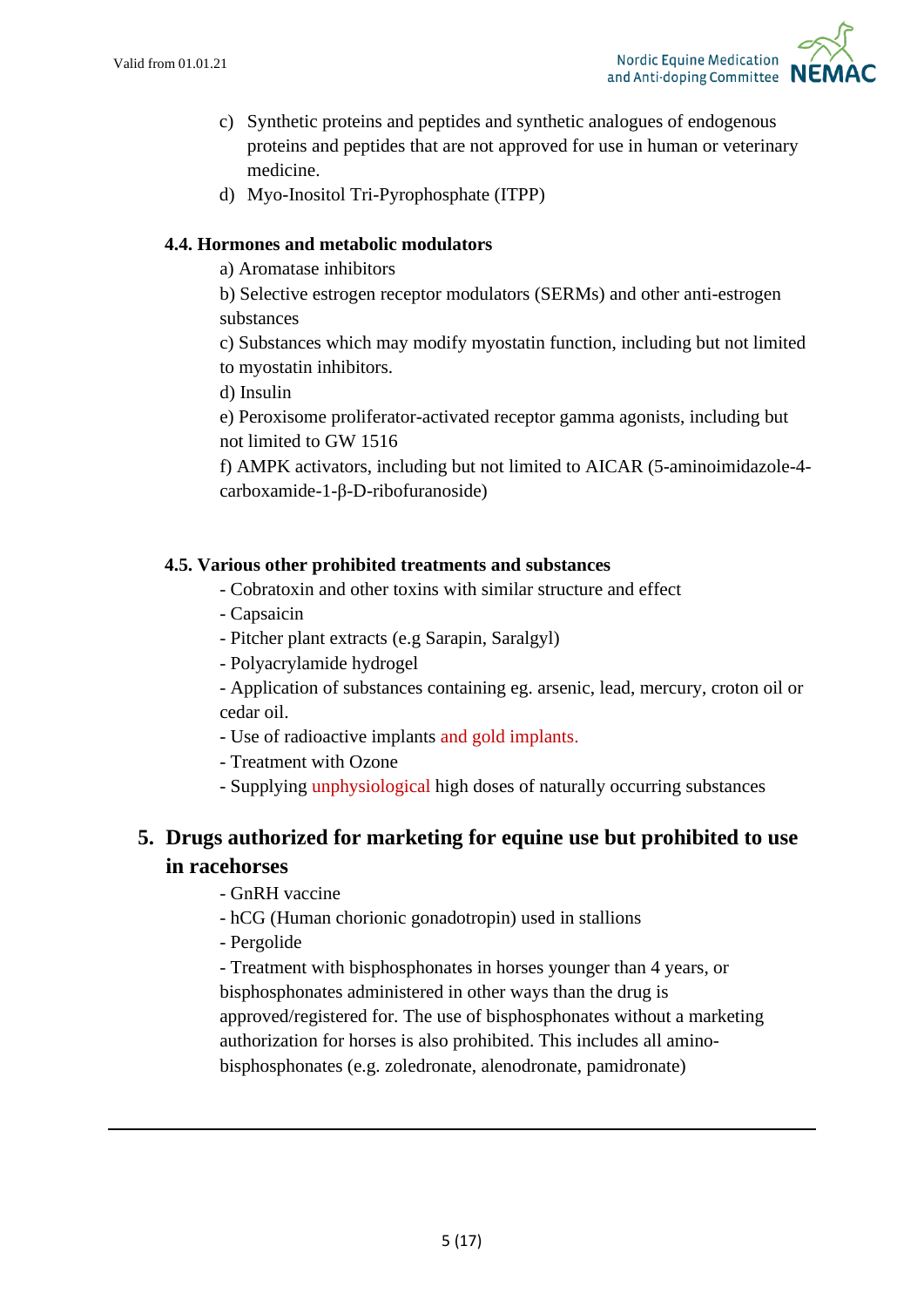c) Synthetic proteins and peptides and synthetic analogues of endogenous proteins and peptides that are not approved for use in human or veterinary medicine.

d) Myo-Inositol Tri-Pyrophosphate (ITPP)

### 4.4. Hormones and metabolic modulators

a) Aromatase inhibitors

b) Selective estrogen receptor modulators (SERMs) and other anti-estrogen substances

c) Substances which may modify myostatin function, including but not limited to myostatin inhibitors.

d) Insulin

e) Peroxisome proliferator-activated receptor gamma agonists, including but not limited to GW 1516

f) AMPK activators, including but not limited to AICAR (5-aminoimidazole-4-carboxamide-1-β-D-ribofuranoside)

### 4.5. Various other prohibited treatments and substances

- Cobratoxin and other toxins with similar structure and effect
- Capsaicin
- Pitcher plant extracts (e.g Sarapin, Saralgyl)
- Polyacrylamide hydrogel
- Application of substances containing eg. arsenic, lead, mercury, croton oil or cedar oil.
- Use of radioactive implants and gold implants.
- Treatment with Ozone
- Supplying unphysiological high doses of naturally occurring substances

## 5. Drugs authorized for marketing for equine use but prohibited to use in racehorses

- GnRH vaccine
- hCG (Human chorionic gonadotropin) used in stallions
- Pergolide
- Treatment with bisphosphonates in horses younger than 4 years, or bisphosphonates administered in other ways than the drug is approved/registered for. The use of bisphosphonates without a marketing authorization for horses is also prohibited. This includes all amino-bisphosphonates (e.g. zoledronate, alenodronate, pamidronate)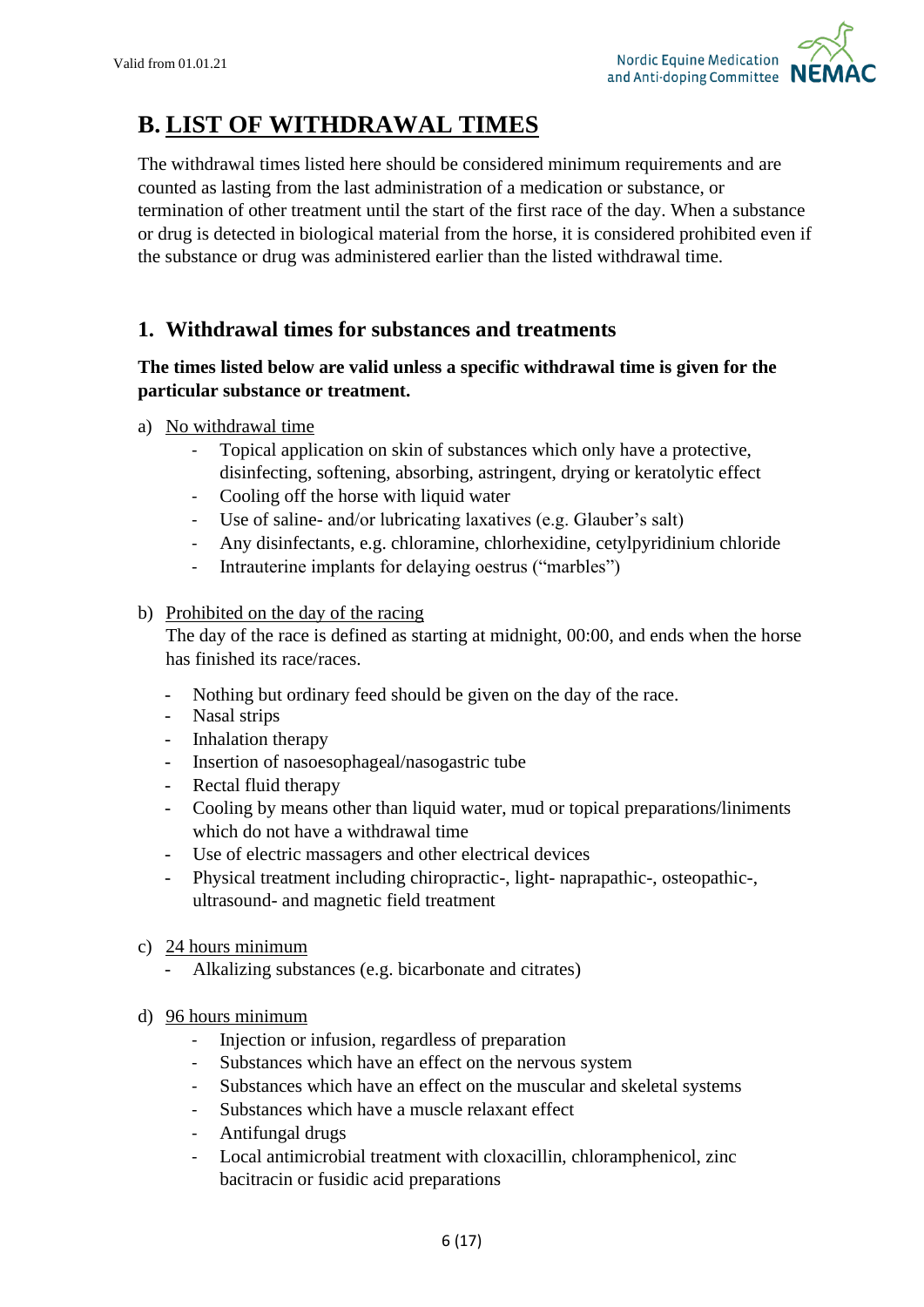# B. LIST OF WITHDRAWAL TIMES

The withdrawal times listed here should be considered minimum requirements and are counted as lasting from the last administration of a medication or substance, or termination of other treatment until the start of the first race of the day. When a substance or drug is detected in biological material from the horse, it is considered prohibited even if the substance or drug was administered earlier than the listed withdrawal time.

## 1. Withdrawal times for substances and treatments

**The times listed below are valid unless a specific withdrawal time is given for the particular substance or treatment.**

a) No withdrawal time
   - Topical application on skin of substances which only have a protective, disinfecting, softening, absorbing, astringent, drying or keratolytic effect
   - Cooling off the horse with liquid water
   - Use of saline- and/or lubricating laxatives (e.g. Glauber's salt)
   - Any disinfectants, e.g. chloramine, chlorhexidine, cetylpyridinium chloride
   - Intrauterine implants for delaying oestrus ("marbles")

b) Prohibited on the day of the racing
   The day of the race is defined as starting at midnight, 00:00, and ends when the horse has finished its race/races.
   - Nothing but ordinary feed should be given on the day of the race.
   - Nasal strips
   - Inhalation therapy
   - Insertion of nasoesophageal/nasogastric tube
   - Rectal fluid therapy
   - Cooling by means other than liquid water, mud or topical preparations/liniments which do not have a withdrawal time
   - Use of electric massagers and other electrical devices
   - Physical treatment including chiropractic-, light- naprapathic-, osteopathic-, ultrasound- and magnetic field treatment

c) 24 hours minimum
   - Alkalizing substances (e.g. bicarbonate and citrates)

d) 96 hours minimum
   - Injection or infusion, regardless of preparation
   - Substances which have an effect on the nervous system
   - Substances which have an effect on the muscular and skeletal systems
   - Substances which have a muscle relaxant effect
   - Antifungal drugs
   - Local antimicrobial treatment with cloxacillin, chloramphenicol, zinc bacitracin or fusidic acid preparations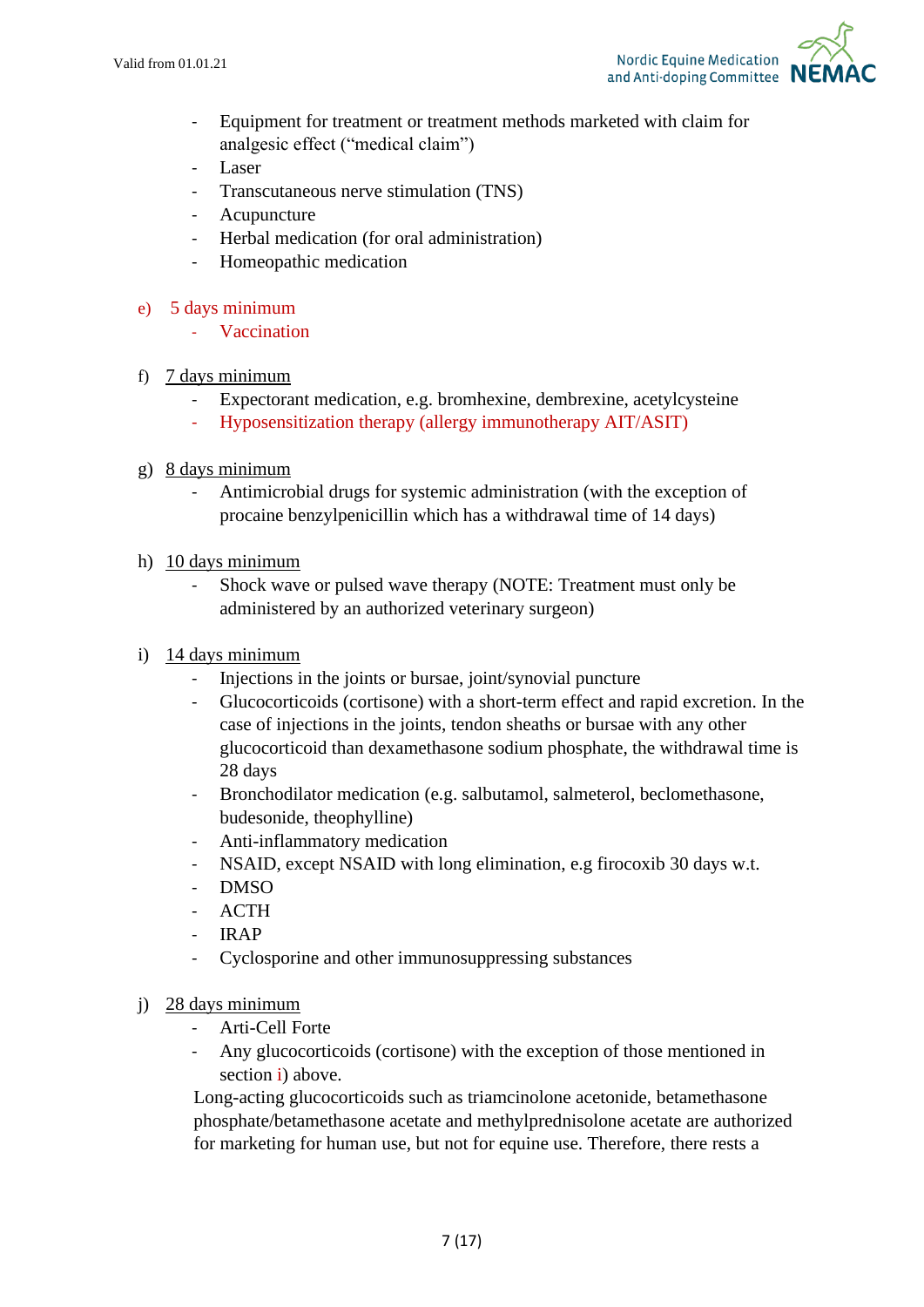- Equipment for treatment or treatment methods marketed with claim for analgesic effect ("medical claim")
- Laser
- Transcutaneous nerve stimulation (TNS)
- Acupuncture
- Herbal medication (for oral administration)
- Homeopathic medication

e) 5 days minimum
   - Vaccination

f) <u>7 days minimum</u>
   - Expectorant medication, e.g. bromhexine, dembrexine, acetylcysteine
   - Hyposensitization therapy (allergy immunotherapy AIT/ASIT)

g) <u>8 days minimum</u>
   - Antimicrobial drugs for systemic administration (with the exception of procaine benzylpenicillin which has a withdrawal time of 14 days)

h) <u>10 days minimum</u>
   - Shock wave or pulsed wave therapy (NOTE: Treatment must only be administered by an authorized veterinary surgeon)

i) <u>14 days minimum</u>
   - Injections in the joints or bursae, joint/synovial puncture
   - Glucocorticoids (cortisone) with a short-term effect and rapid excretion. In the case of injections in the joints, tendon sheaths or bursae with any other glucocorticoid than dexamethasone sodium phosphate, the withdrawal time is 28 days
   - Bronchodilator medication (e.g. salbutamol, salmeterol, beclomethasone, budesonide, theophylline)
   - Anti-inflammatory medication
   - NSAID, except NSAID with long elimination, e.g firocoxib 30 days w.t.
   - DMSO
   - ACTH
   - IRAP
   - Cyclosporine and other immunosuppressing substances

j) <u>28 days minimum</u>
   - Arti-Cell Forte
   - Any glucocorticoids (cortisone) with the exception of those mentioned in section i) above.

   Long-acting glucocorticoids such as triamcinolone acetonide, betamethasone phosphate/betamethasone acetate and methylprednisolone acetate are authorized for marketing for human use, but not for equine use. Therefore, there rests a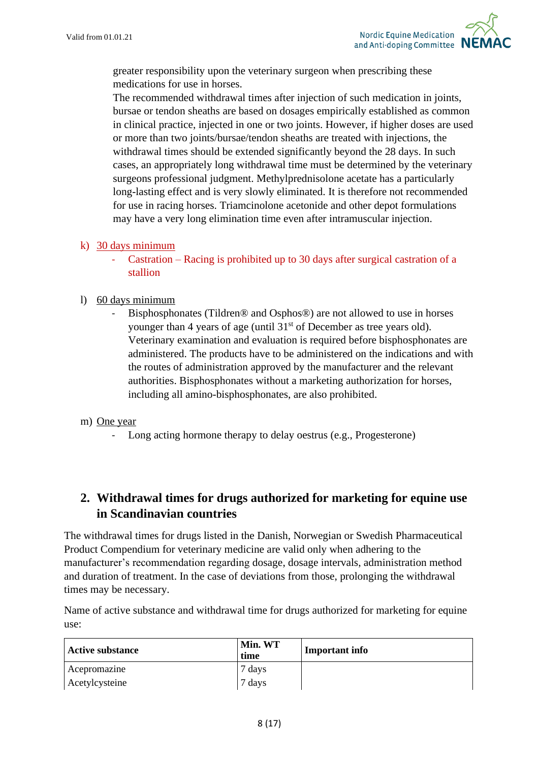greater responsibility upon the veterinary surgeon when prescribing these medications for use in horses.
The recommended withdrawal times after injection of such medication in joints, bursae or tendon sheaths are based on dosages empirically established as common in clinical practice, injected in one or two joints. However, if higher doses are used or more than two joints/bursae/tendon sheaths are treated with injections, the withdrawal times should be extended significantly beyond the 28 days. In such cases, an appropriately long withdrawal time must be determined by the veterinary surgeons professional judgment. Methylprednisolone acetate has a particularly long-lasting effect and is very slowly eliminated. It is therefore not recommended for use in racing horses. Triamcinolone acetonide and other depot formulations may have a very long elimination time even after intramuscular injection.

k) 30 days minimum
   - Castration – Racing is prohibited up to 30 days after surgical castration of a stallion

l) 60 days minimum
   - Bisphosphonates (Tildren® and Osphos®) are not allowed to use in horses younger than 4 years of age (until 31st of December as tree years old). Veterinary examination and evaluation is required before bisphosphonates are administered. The products have to be administered on the indications and with the routes of administration approved by the manufacturer and the relevant authorities. Bisphosphonates without a marketing authorization for horses, including all amino-bisphosphonates, are also prohibited.

m) One year
   - Long acting hormone therapy to delay oestrus (e.g., Progesterone)

## 2. Withdrawal times for drugs authorized for marketing for equine use in Scandinavian countries

The withdrawal times for drugs listed in the Danish, Norwegian or Swedish Pharmaceutical Product Compendium for veterinary medicine are valid only when adhering to the manufacturer's recommendation regarding dosage, dosage intervals, administration method and duration of treatment. In the case of deviations from those, prolonging the withdrawal times may be necessary.

Name of active substance and withdrawal time for drugs authorized for marketing for equine use:

| Active substance | Min. WT time | Important info |
|---|---|---|
| Acepromazine | 7 days | |
| Acetylcysteine | 7 days | |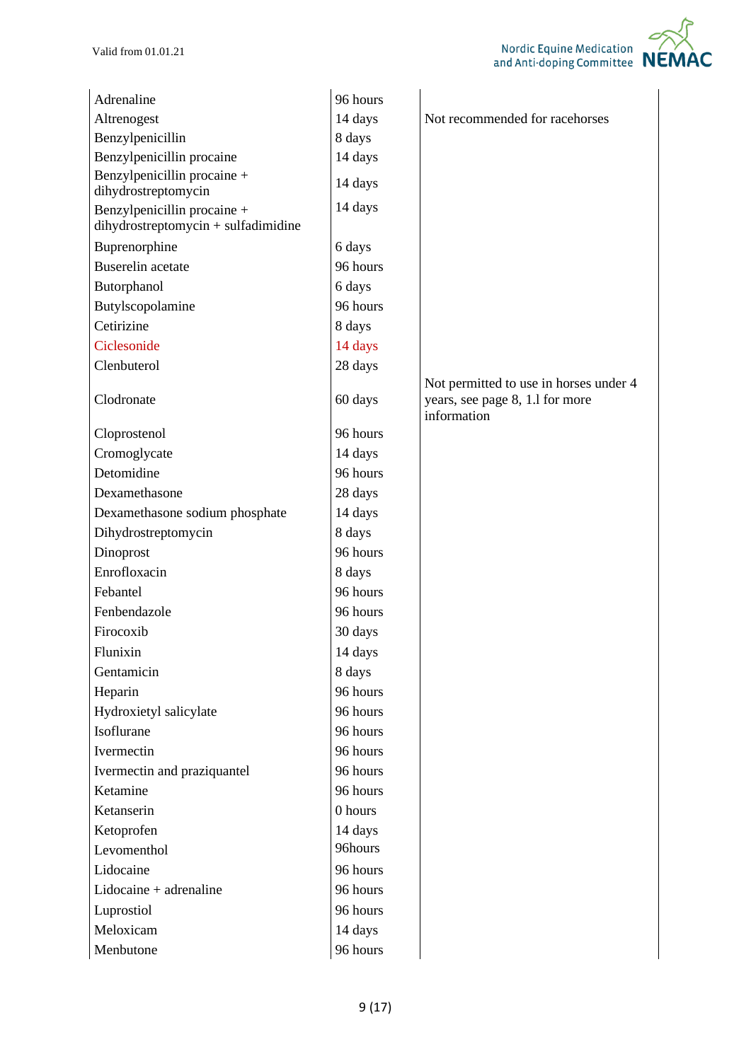| | | |
|---|---|---|
| Adrenaline | 96 hours | |
| Altrenogest | 14 days | Not recommended for racehorses |
| Benzylpenicillin | 8 days | |
| Benzylpenicillin procaine | 14 days | |
| Benzylpenicillin procaine + dihydrostreptomycin | 14 days | |
| Benzylpenicillin procaine + dihydrostreptomycin + sulfadimidine | 14 days | |
| Buprenorphine | 6 days | |
| Buserelin acetate | 96 hours | |
| Butorphanol | 6 days | |
| Butylscopolamine | 96 hours | |
| Cetirizine | 8 days | |
| Ciclesonide | 14 days | |
| Clenbuterol | 28 days | |
| Clodronate | 60 days | Not permitted to use in horses under 4 years, see page 8, 1.l for more information |
| Cloprostenol | 96 hours | |
| Cromoglycate | 14 days | |
| Detomidine | 96 hours | |
| Dexamethasone | 28 days | |
| Dexamethasone sodium phosphate | 14 days | |
| Dihydrostreptomycin | 8 days | |
| Dinoprost | 96 hours | |
| Enrofloxacin | 8 days | |
| Febantel | 96 hours | |
| Fenbendazole | 96 hours | |
| Firocoxib | 30 days | |
| Flunixin | 14 days | |
| Gentamicin | 8 days | |
| Heparin | 96 hours | |
| Hydroxietyl salicylate | 96 hours | |
| Isoflurane | 96 hours | |
| Ivermectin | 96 hours | |
| Ivermectin and praziquantel | 96 hours | |
| Ketamine | 96 hours | |
| Ketanserin | 0 hours | |
| Ketoprofen | 14 days | |
| Levomenthol | 96hours | |
| Lidocaine | 96 hours | |
| Lidocaine + adrenaline | 96 hours | |
| Luprostiol | 96 hours | |
| Meloxicam | 14 days | |
| Menbutone | 96 hours | |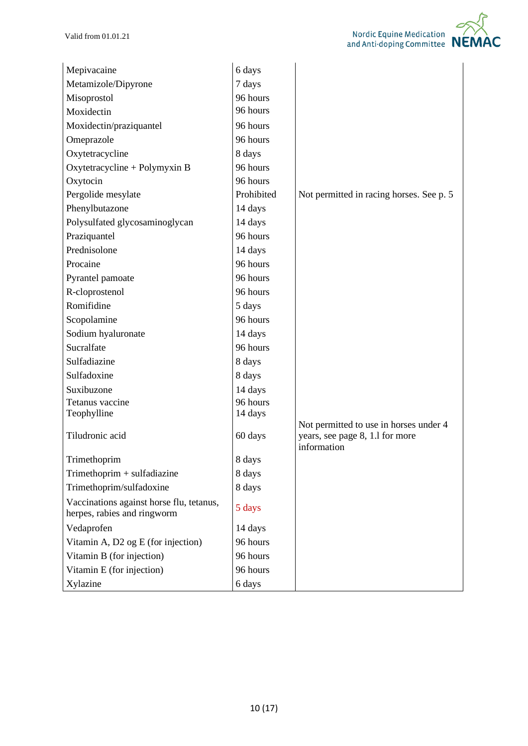| | | |
|---|---|---|
| Mepivacaine | 6 days | |
| Metamizole/Dipyrone | 7 days | |
| Misoprostol | 96 hours | |
| Moxidectin | 96 hours | |
| Moxidectin/praziquantel | 96 hours | |
| Omeprazole | 96 hours | |
| Oxytetracycline | 8 days | |
| Oxytetracycline + Polymyxin B | 96 hours | |
| Oxytocin | 96 hours | |
| Pergolide mesylate | Prohibited | Not permitted in racing horses. See p. 5 |
| Phenylbutazone | 14 days | |
| Polysulfated glycosaminoglycan | 14 days | |
| Praziquantel | 96 hours | |
| Prednisolone | 14 days | |
| Procaine | 96 hours | |
| Pyrantel pamoate | 96 hours | |
| R-cloprostenol | 96 hours | |
| Romifidine | 5 days | |
| Scopolamine | 96 hours | |
| Sodium hyaluronate | 14 days | |
| Sucralfate | 96 hours | |
| Sulfadiazine | 8 days | |
| Sulfadoxine | 8 days | |
| Suxibuzone | 14 days | |
| Tetanus vaccine | 96 hours | |
| Teophylline | 14 days | |
| Tiludronic acid | 60 days | Not permitted to use in horses under 4 years, see page 8, 1.l for more information |
| Trimethoprim | 8 days | |
| Trimethoprim + sulfadiazine | 8 days | |
| Trimethoprim/sulfadoxine | 8 days | |
| Vaccinations against horse flu, tetanus, herpes, rabies and ringworm | 5 days | |
| Vedaprofen | 14 days | |
| Vitamin A, D2 og E (for injection) | 96 hours | |
| Vitamin B (for injection) | 96 hours | |
| Vitamin E (for injection) | 96 hours | |
| Xylazine | 6 days | |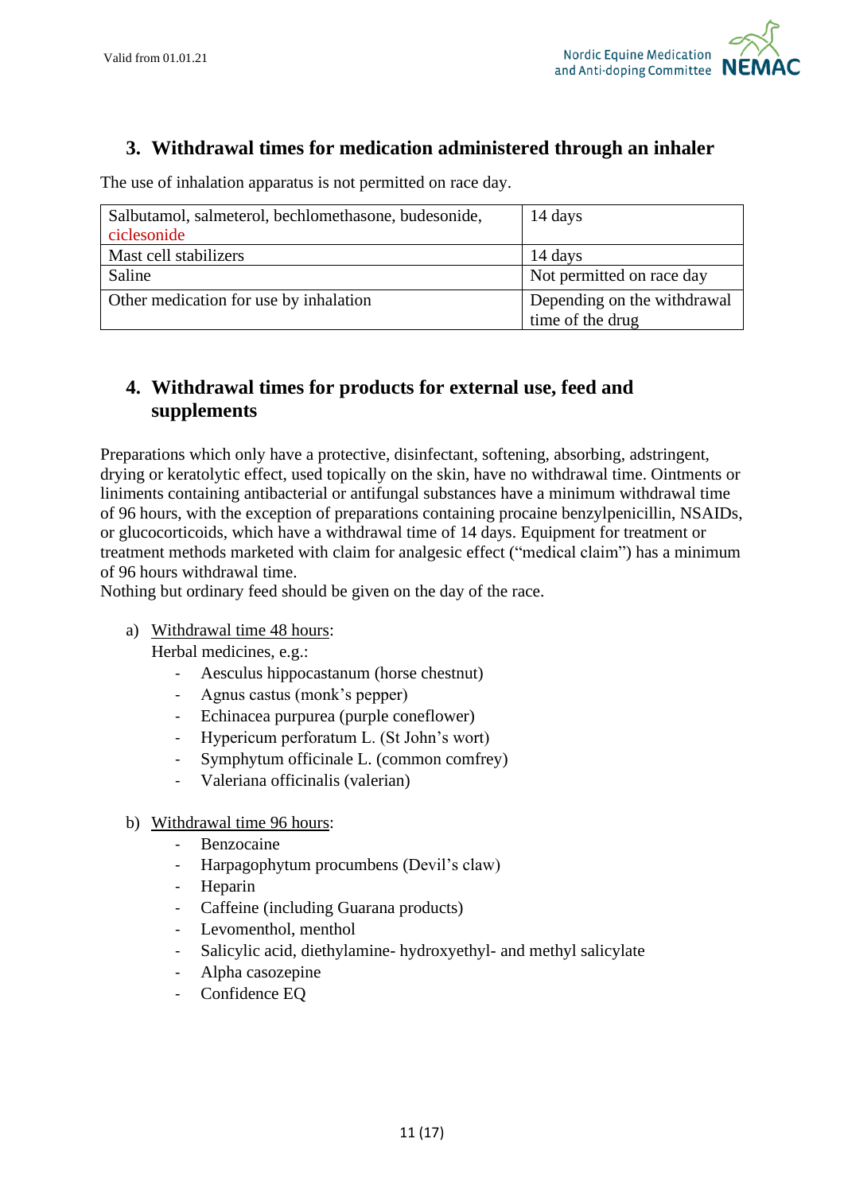## 3. Withdrawal times for medication administered through an inhaler

The use of inhalation apparatus is not permitted on race day.

| Salbutamol, salmeterol, bechlomethasone, budesonide, ciclesonide | 14 days |
|---|---|
| Mast cell stabilizers | 14 days |
| Saline | Not permitted on race day |
| Other medication for use by inhalation | Depending on the withdrawal time of the drug |

## 4. Withdrawal times for products for external use, feed and supplements

Preparations which only have a protective, disinfectant, softening, absorbing, adstringent, drying or keratolytic effect, used topically on the skin, have no withdrawal time. Ointments or liniments containing antibacterial or antifungal substances have a minimum withdrawal time of 96 hours, with the exception of preparations containing procaine benzylpenicillin, NSAIDs, or glucocorticoids, which have a withdrawal time of 14 days. Equipment for treatment or treatment methods marketed with claim for analgesic effect ("medical claim") has a minimum of 96 hours withdrawal time.
Nothing but ordinary feed should be given on the day of the race.

a) Withdrawal time 48 hours:
   Herbal medicines, e.g.:
   - Aesculus hippocastanum (horse chestnut)
   - Agnus castus (monk's pepper)
   - Echinacea purpurea (purple coneflower)
   - Hypericum perforatum L. (St John's wort)
   - Symphytum officinale L. (common comfrey)
   - Valeriana officinalis (valerian)

b) Withdrawal time 96 hours:
   - Benzocaine
   - Harpagophytum procumbens (Devil's claw)
   - Heparin
   - Caffeine (including Guarana products)
   - Levomenthol, menthol
   - Salicylic acid, diethylamine- hydroxyethyl- and methyl salicylate
   - Alpha casozepine
   - Confidence EQ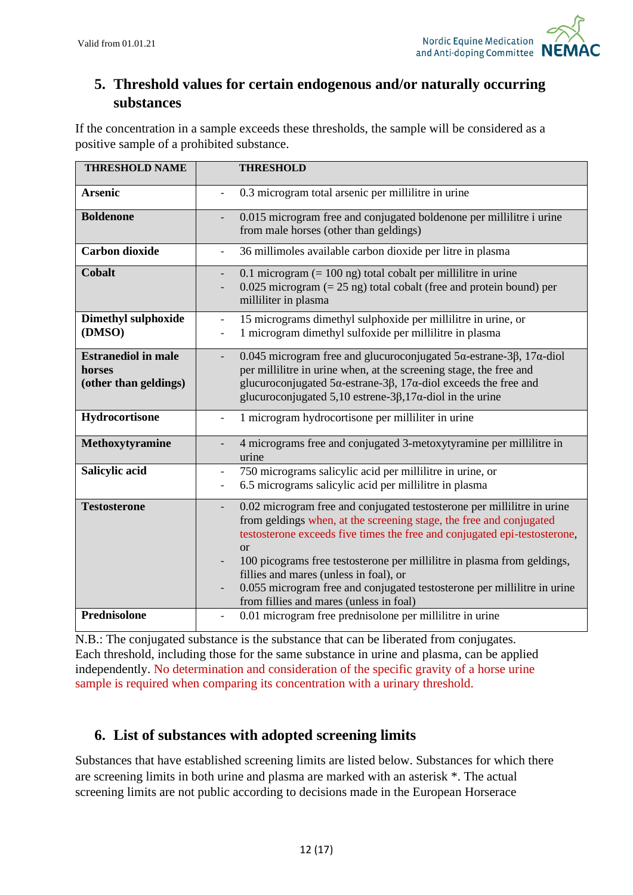## 5. Threshold values for certain endogenous and/or naturally occurring substances

If the concentration in a sample exceeds these thresholds, the sample will be considered as a positive sample of a prohibited substance.

| THRESHOLD NAME | THRESHOLD |
|---|---|
| **Arsenic** | - 0.3 microgram total arsenic per millilitre in urine |
| **Boldenone** | - 0.015 microgram free and conjugated boldenone per millilitre i urine from male horses (other than geldings) |
| **Carbon dioxide** | - 36 millimoles available carbon dioxide per litre in plasma |
| **Cobalt** | - 0.1 microgram (= 100 ng) total cobalt per millilitre in urine<br>- 0.025 microgram (= 25 ng) total cobalt (free and protein bound) per milliliter in plasma |
| **Dimethyl sulphoxide (DMSO)** | - 15 micrograms dimethyl sulphoxide per millilitre in urine, or<br>- 1 microgram dimethyl sulfoxide per millilitre in plasma |
| **Estranediol in male horses (other than geldings)** | - 0.045 microgram free and glucuroconjugated 5α-estrane-3β, 17α-diol per millilitre in urine when, at the screening stage, the free and glucuroconjugated 5α-estrane-3β, 17α-diol exceeds the free and glucuroconjugated 5,10 estrene-3β,17α-diol in the urine |
| **Hydrocortisone** | - 1 microgram hydrocortisone per milliliter in urine |
| **Methoxytyramine** | - 4 micrograms free and conjugated 3-metoxytyramine per millilitre in urine |
| **Salicylic acid** | - 750 micrograms salicylic acid per millilitre in urine, or<br>- 6.5 micrograms salicylic acid per millilitre in plasma |
| **Testosterone** | - 0.02 microgram free and conjugated testosterone per millilitre in urine from geldings when, at the screening stage, the free and conjugated testosterone exceeds five times the free and conjugated epi-testosterone, or<br>- 100 picograms free testosterone per millilitre in plasma from geldings, fillies and mares (unless in foal), or<br>- 0.055 microgram free and conjugated testosterone per millilitre in urine from fillies and mares (unless in foal) |
| **Prednisolone** | - 0.01 microgram free prednisolone per millilitre in urine |

N.B.: The conjugated substance is the substance that can be liberated from conjugates. Each threshold, including those for the same substance in urine and plasma, can be applied independently. No determination and consideration of the specific gravity of a horse urine sample is required when comparing its concentration with a urinary threshold.

## 6. List of substances with adopted screening limits

Substances that have established screening limits are listed below. Substances for which there are screening limits in both urine and plasma are marked with an asterisk *. The actual screening limits are not public according to decisions made in the European Horserace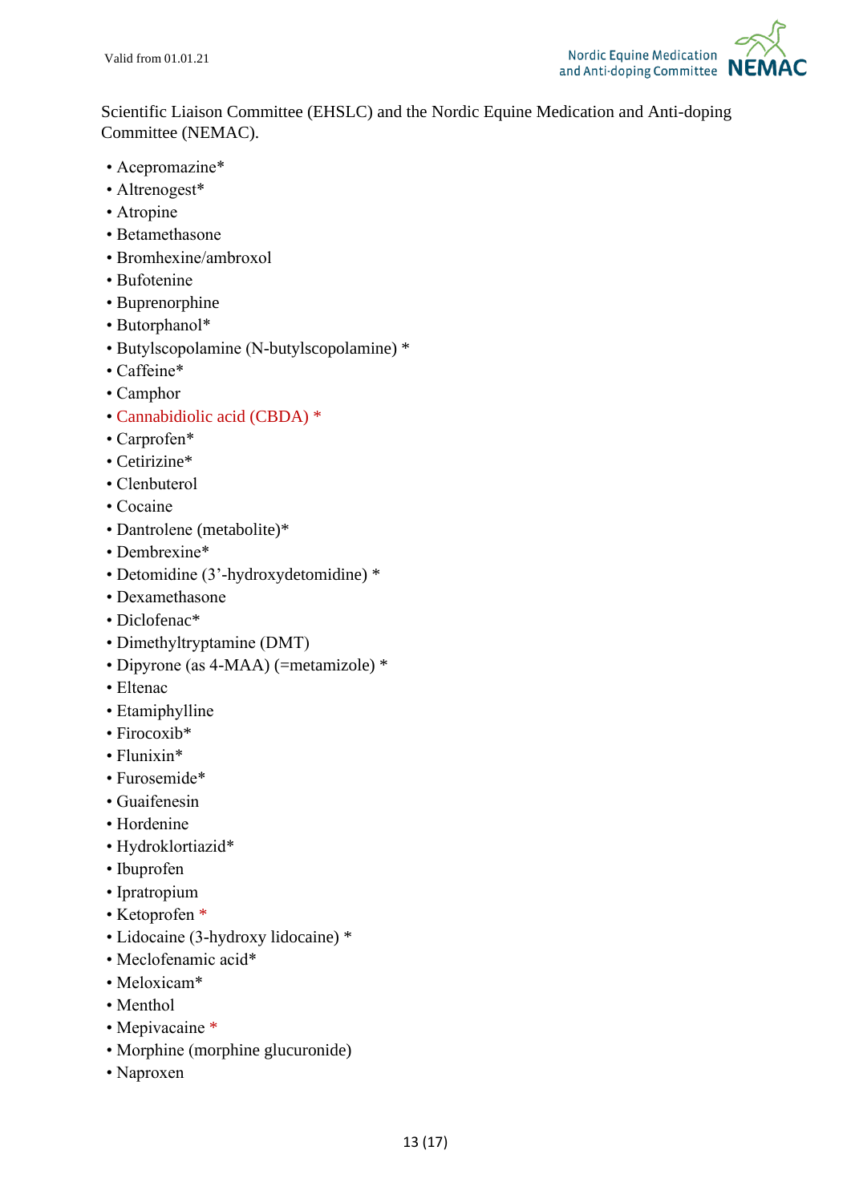Scientific Liaison Committee (EHSLC) and the Nordic Equine Medication and Anti-doping Committee (NEMAC).

- Acepromazine*
- Altrenogest*
- Atropine
- Betamethasone
- Bromhexine/ambroxol
- Bufotenine
- Buprenorphine
- Butorphanol*
- Butylscopolamine (N-butylscopolamine) *
- Caffeine*
- Camphor
- Cannabidiolic acid (CBDA) *
- Carprofen*
- Cetirizine*
- Clenbuterol
- Cocaine
- Dantrolene (metabolite)*
- Dembrexine*
- Detomidine (3'-hydroxydetomidine) *
- Dexamethasone
- Diclofenac*
- Dimethyltryptamine (DMT)
- Dipyrone (as 4-MAA) (=metamizole) *
- Eltenac
- Etamiphylline
- Firocoxib*
- Flunixin*
- Furosemide*
- Guaifenesin
- Hordenine
- Hydroklortiazid*
- Ibuprofen
- Ipratropium
- Ketoprofen *
- Lidocaine (3-hydroxy lidocaine) *
- Meclofenamic acid*
- Meloxicam*
- Menthol
- Mepivacaine *
- Morphine (morphine glucuronide)
- Naproxen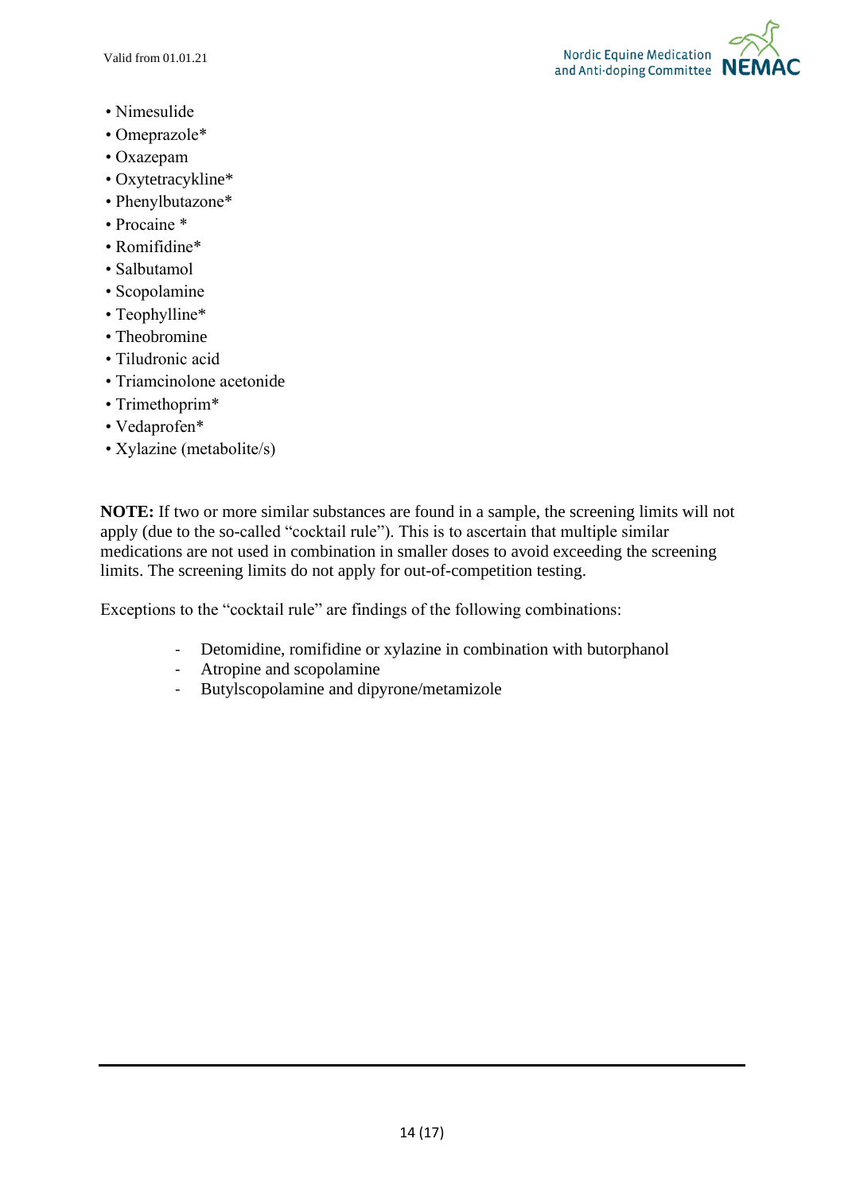- Nimesulide
- Omeprazole*
- Oxazepam
- Oxytetracykline*
- Phenylbutazone*
- Procaine *
- Romifidine*
- Salbutamol
- Scopolamine
- Teophylline*
- Theobromine
- Tiludronic acid
- Triamcinolone acetonide
- Trimethoprim*
- Vedaprofen*
- Xylazine (metabolite/s)

**NOTE:** If two or more similar substances are found in a sample, the screening limits will not apply (due to the so-called "cocktail rule"). This is to ascertain that multiple similar medications are not used in combination in smaller doses to avoid exceeding the screening limits. The screening limits do not apply for out-of-competition testing.

Exceptions to the "cocktail rule" are findings of the following combinations:

- Detomidine, romifidine or xylazine in combination with butorphanol
- Atropine and scopolamine
- Butylscopolamine and dipyrone/metamizole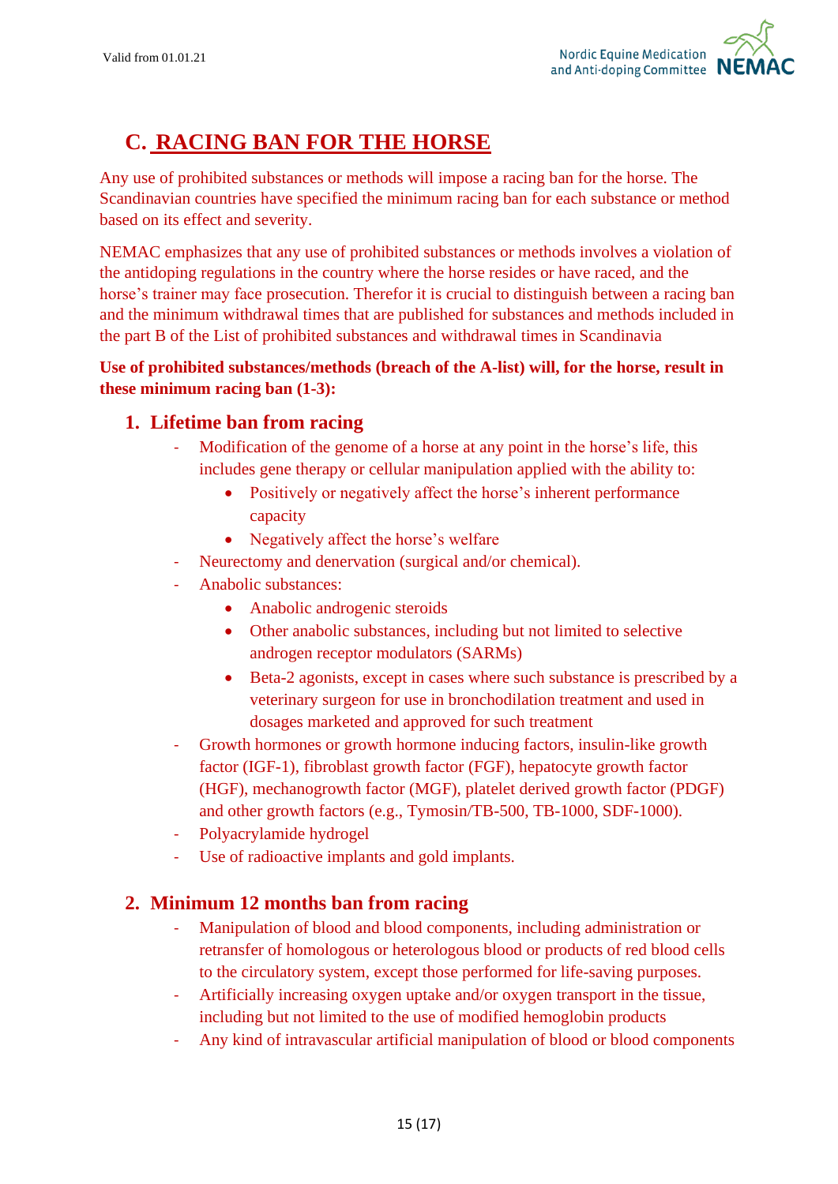## C. RACING BAN FOR THE HORSE

Any use of prohibited substances or methods will impose a racing ban for the horse. The Scandinavian countries have specified the minimum racing ban for each substance or method based on its effect and severity.

NEMAC emphasizes that any use of prohibited substances or methods involves a violation of the antidoping regulations in the country where the horse resides or have raced, and the horse's trainer may face prosecution. Therefor it is crucial to distinguish between a racing ban and the minimum withdrawal times that are published for substances and methods included in the part B of the List of prohibited substances and withdrawal times in Scandinavia

**Use of prohibited substances/methods (breach of the A-list) will, for the horse, result in these minimum racing ban (1-3):**

### 1. Lifetime ban from racing

- Modification of the genome of a horse at any point in the horse's life, this includes gene therapy or cellular manipulation applied with the ability to:
  - Positively or negatively affect the horse's inherent performance capacity
  - Negatively affect the horse's welfare
- Neurectomy and denervation (surgical and/or chemical).
- Anabolic substances:
  - Anabolic androgenic steroids
  - Other anabolic substances, including but not limited to selective androgen receptor modulators (SARMs)
  - Beta-2 agonists, except in cases where such substance is prescribed by a veterinary surgeon for use in bronchodilation treatment and used in dosages marketed and approved for such treatment
- Growth hormones or growth hormone inducing factors, insulin-like growth factor (IGF-1), fibroblast growth factor (FGF), hepatocyte growth factor (HGF), mechanogrowth factor (MGF), platelet derived growth factor (PDGF) and other growth factors (e.g., Tymosin/TB-500, TB-1000, SDF-1000).
- Polyacrylamide hydrogel
- Use of radioactive implants and gold implants.

### 2. Minimum 12 months ban from racing

- Manipulation of blood and blood components, including administration or retransfer of homologous or heterologous blood or products of red blood cells to the circulatory system, except those performed for life-saving purposes.
- Artificially increasing oxygen uptake and/or oxygen transport in the tissue, including but not limited to the use of modified hemoglobin products
- Any kind of intravascular artificial manipulation of blood or blood components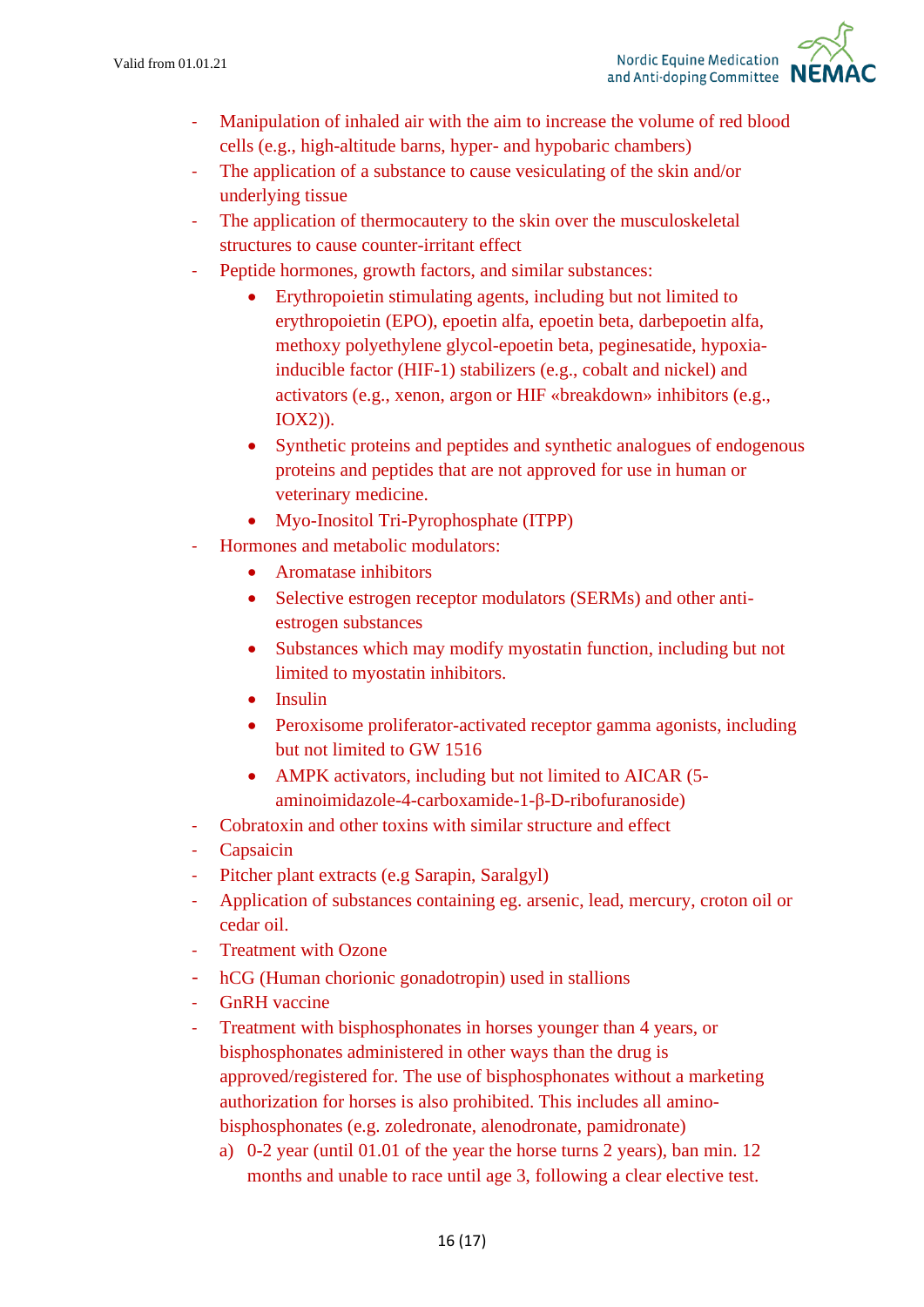- Manipulation of inhaled air with the aim to increase the volume of red blood cells (e.g., high-altitude barns, hyper- and hypobaric chambers)
- The application of a substance to cause vesiculating of the skin and/or underlying tissue
- The application of thermocautery to the skin over the musculoskeletal structures to cause counter-irritant effect
- Peptide hormones, growth factors, and similar substances:
  - Erythropoietin stimulating agents, including but not limited to erythropoietin (EPO), epoetin alfa, epoetin beta, darbepoetin alfa, methoxy polyethylene glycol-epoetin beta, peginesatide, hypoxia-inducible factor (HIF-1) stabilizers (e.g., cobalt and nickel) and activators (e.g., xenon, argon or HIF «breakdown» inhibitors (e.g., IOX2)).
  - Synthetic proteins and peptides and synthetic analogues of endogenous proteins and peptides that are not approved for use in human or veterinary medicine.
  - Myo-Inositol Tri-Pyrophosphate (ITPP)
- Hormones and metabolic modulators:
  - Aromatase inhibitors
  - Selective estrogen receptor modulators (SERMs) and other anti-estrogen substances
  - Substances which may modify myostatin function, including but not limited to myostatin inhibitors.
  - Insulin
  - Peroxisome proliferator-activated receptor gamma agonists, including but not limited to GW 1516
  - AMPK activators, including but not limited to AICAR (5-aminoimidazole-4-carboxamide-1-β-D-ribofuranoside)
- Cobratoxin and other toxins with similar structure and effect
- Capsaicin
- Pitcher plant extracts (e.g Sarapin, Saralgyl)
- Application of substances containing eg. arsenic, lead, mercury, croton oil or cedar oil.
- Treatment with Ozone
- hCG (Human chorionic gonadotropin) used in stallions
- GnRH vaccine
- Treatment with bisphosphonates in horses younger than 4 years, or bisphosphonates administered in other ways than the drug is approved/registered for. The use of bisphosphonates without a marketing authorization for horses is also prohibited. This includes all amino-bisphosphonates (e.g. zoledronate, alenodronate, pamidronate)
  a) 0-2 year (until 01.01 of the year the horse turns 2 years), ban min. 12 months and unable to race until age 3, following a clear elective test.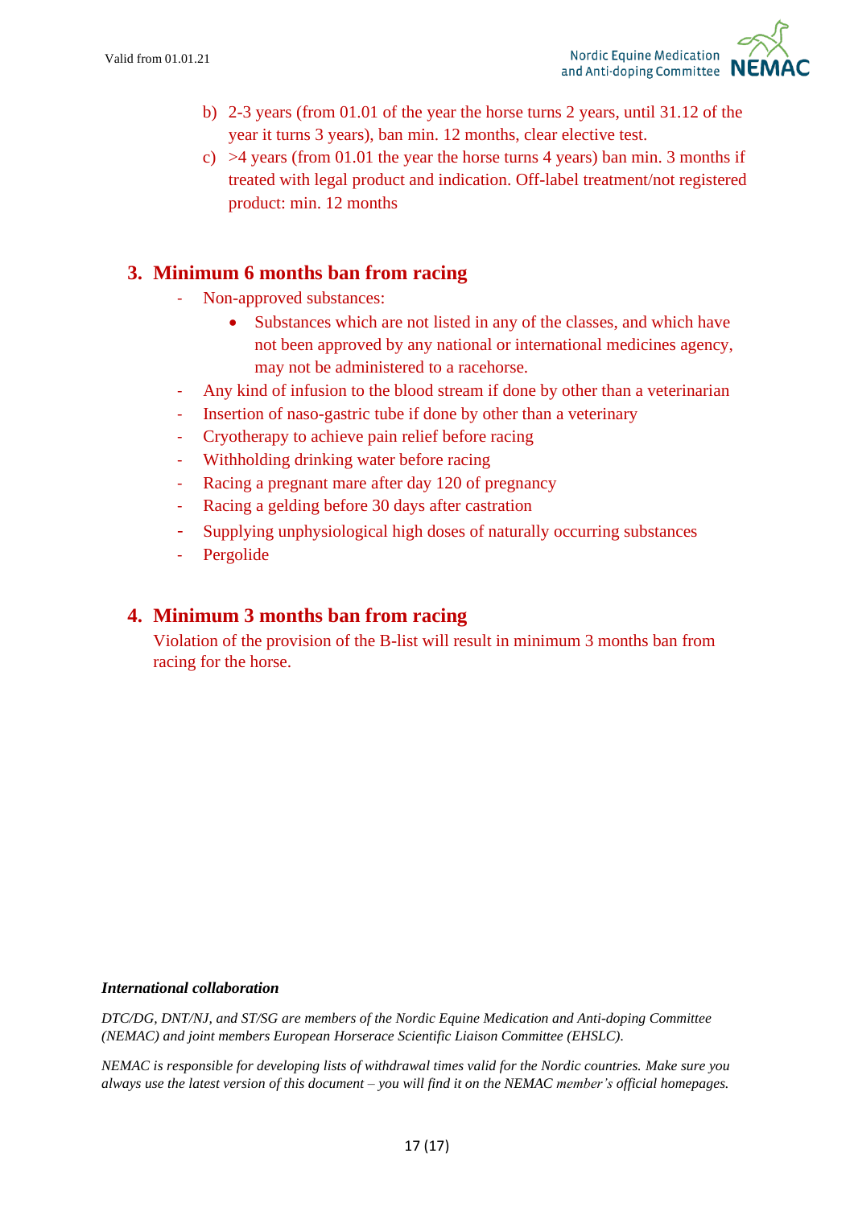b) 2-3 years (from 01.01 of the year the horse turns 2 years, until 31.12 of the year it turns 3 years), ban min. 12 months, clear elective test.
c) >4 years (from 01.01 the year the horse turns 4 years) ban min. 3 months if treated with legal product and indication. Off-label treatment/not registered product: min. 12 months

## 3. Minimum 6 months ban from racing

- Non-approved substances:
  - Substances which are not listed in any of the classes, and which have not been approved by any national or international medicines agency, may not be administered to a racehorse.
- Any kind of infusion to the blood stream if done by other than a veterinarian
- Insertion of naso-gastric tube if done by other than a veterinary
- Cryotherapy to achieve pain relief before racing
- Withholding drinking water before racing
- Racing a pregnant mare after day 120 of pregnancy
- Racing a gelding before 30 days after castration
- Supplying unphysiological high doses of naturally occurring substances
- Pergolide

## 4. Minimum 3 months ban from racing

Violation of the provision of the B-list will result in minimum 3 months ban from racing for the horse.

***International collaboration***

*DTC/DG, DNT/NJ, and ST/SG are members of the Nordic Equine Medication and Anti-doping Committee (NEMAC) and joint members European Horserace Scientific Liaison Committee (EHSLC).*

*NEMAC is responsible for developing lists of withdrawal times valid for the Nordic countries. Make sure you always use the latest version of this document – you will find it on the NEMAC member's official homepages.*